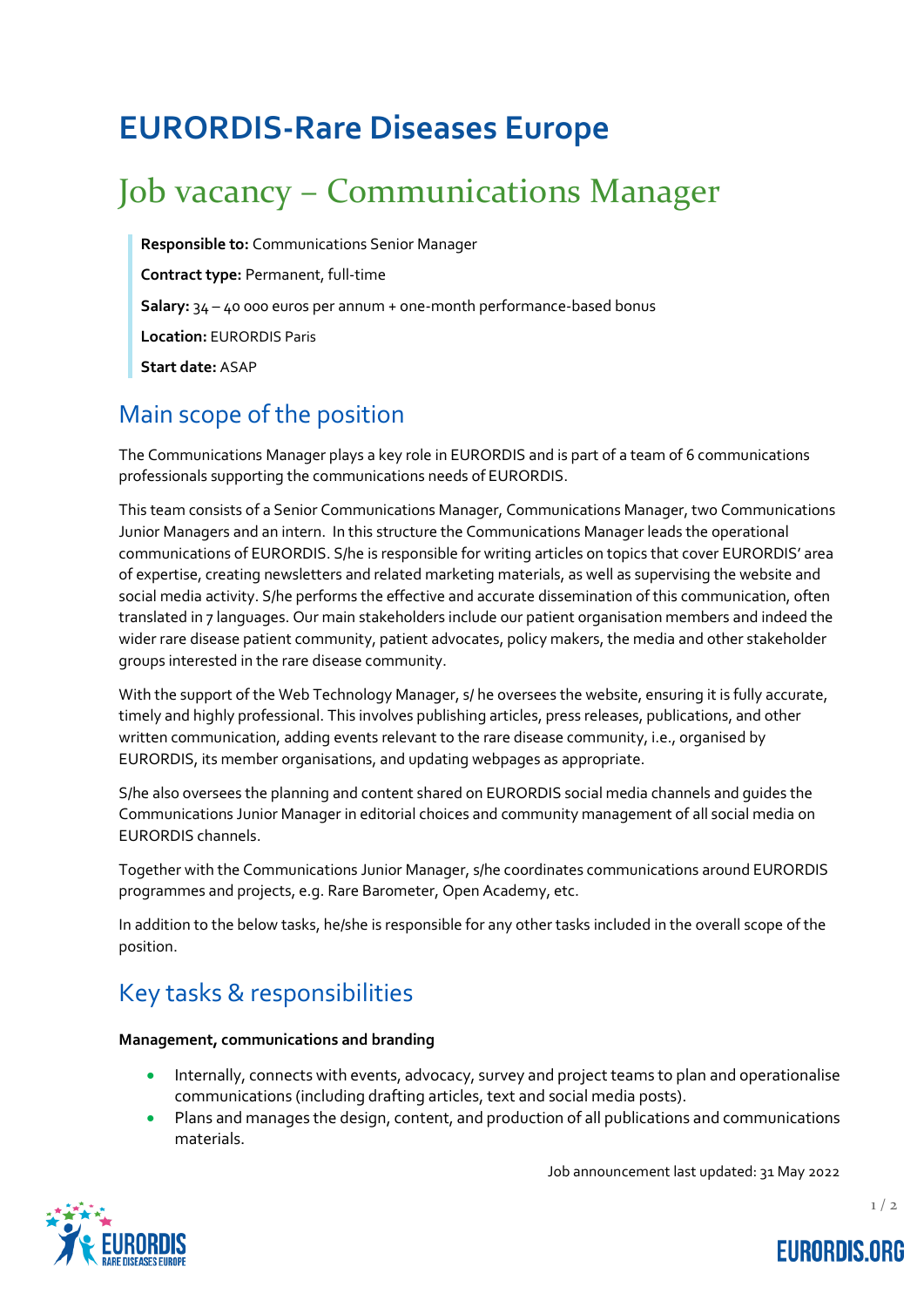# EURORDIS-Rare Diseases Europe

# Job vacancy – Communications Manager

**Responsible to:** Communications Senior Manager

**Contract type:** Permanent, full-time

**Salary:** 34 – 40 000 euros per annum + one-month performance-based bonus

**Location:** EURORDIS Paris

**Start date:** ASAP

## Main scope of the position

The Communications Manager plays a key role in EURORDIS and is part of a team of 6 communications professionals supporting the communications needs of EURORDIS.

This team consists of a Senior Communications Manager, Communications Manager, two Communications Junior Managers and an intern. In this structure the Communications Manager leads the operational communications of EURORDIS. S/he is responsible for writing articles on topics that cover EURORDIS' area of expertise, creating newsletters and related marketing materials, as well as supervising the website and social media activity. S/he performs the effective and accurate dissemination of this communication, often translated in 7 languages. Our main stakeholders include our patient organisation members and indeed the wider rare disease patient community, patient advocates, policy makers, the media and other stakeholder groups interested in the rare disease community.

With the support of the Web Technology Manager, s/ he oversees the website, ensuring it is fully accurate, timely and highly professional. This involves publishing articles, press releases, publications, and other written communication, adding events relevant to the rare disease community, i.e., organised by EURORDIS, its member organisations, and updating webpages as appropriate.

S/he also oversees the planning and content shared on EURORDIS social media channels and guides the Communications Junior Manager in editorial choices and community management of all social media on EURORDIS channels.

Together with the Communications Junior Manager, s/he coordinates communications around EURORDIS programmes and projects, e.g. Rare Barometer, Open Academy, etc.

In addition to the below tasks, he/she is responsible for any other tasks included in the overall scope of the position.

## Key tasks & responsibilities

**Management, communications and branding**

- Internally, connects with events, advocacy, survey and project teams to plan and operationalise communications (including drafting articles, text and social media posts).
- Plans and manages the design, content, and production of all publications and communications materials.

Job announcement last updated: 31 May 2022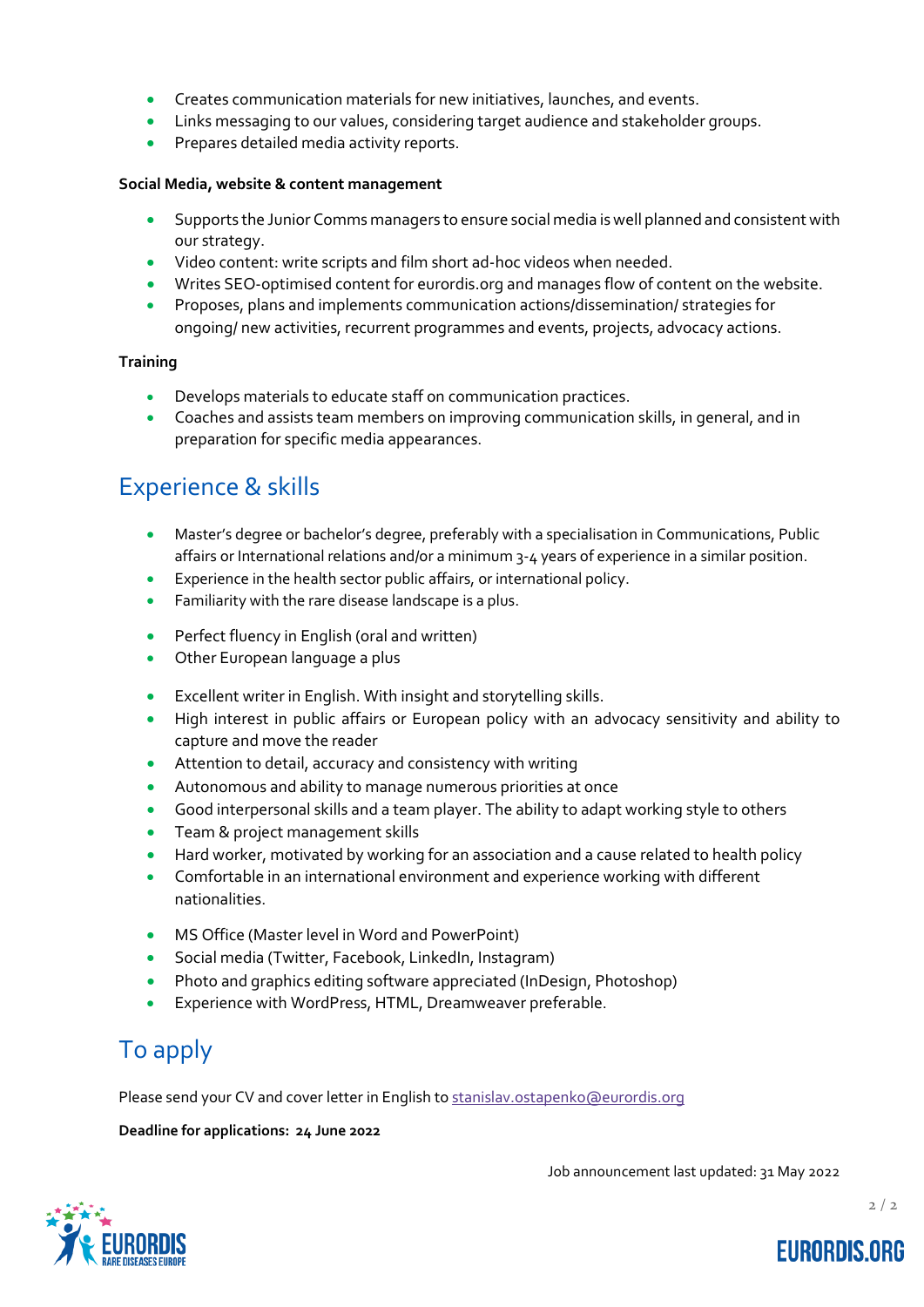- Creates communication materials for new initiatives, launches, and events.
- Links messaging to our values, considering target audience and stakeholder groups.
- Prepares detailed media activity reports.

**Social Media, website & content management**

- Supports the Junior Comms managers to ensure social media is well planned and consistent with our strategy.
- Video content: write scripts and film short ad-hoc videos when needed.
- Writes SEO-optimised content for eurordis.org and manages flow of content on the website.
- Proposes, plans and implements communication actions/dissemination/ strategies for ongoing/ new activities, recurrent programmes and events, projects, advocacy actions.

**Training**

- Develops materials to educate staff on communication practices.
- Coaches and assists team members on improving communication skills, in general, and in preparation for specific media appearances.

## Experience & skills

- Master's degree or bachelor's degree, preferably with a specialisation in Communications, Public affairs or International relations and/or a minimum 3-4 years of experience in a similar position.
- Experience in the health sector public affairs, or international policy.
- Familiarity with the rare disease landscape is a plus.

- Perfect fluency in English (oral and written)
- Other European language a plus

- Excellent writer in English. With insight and storytelling skills.
- High interest in public affairs or European policy with an advocacy sensitivity and ability to capture and move the reader
- Attention to detail, accuracy and consistency with writing
- Autonomous and ability to manage numerous priorities at once
- Good interpersonal skills and a team player. The ability to adapt working style to others
- Team & project management skills
- Hard worker, motivated by working for an association and a cause related to health policy
- Comfortable in an international environment and experience working with different nationalities.

- MS Office (Master level in Word and PowerPoint)
- Social media (Twitter, Facebook, LinkedIn, Instagram)
- Photo and graphics editing software appreciated (InDesign, Photoshop)
- Experience with WordPress, HTML, Dreamweaver preferable.

## To apply

Please send your CV and cover letter in English to stanislav.ostapenko@eurordis.org

**Deadline for applications: 24 June 2022**

Job announcement last updated: 31 May 2022